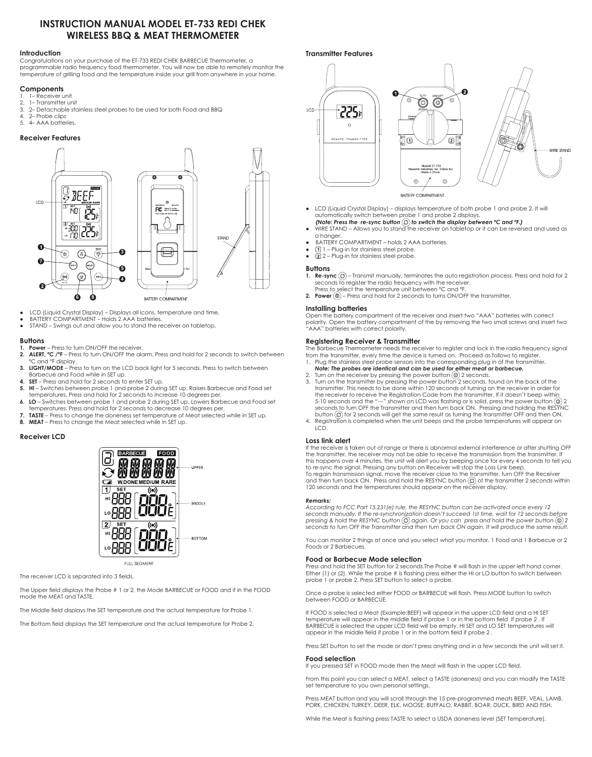# INSTRUCTION MANUAL MODEL ET-733 REDI CHEK WIRELESS BBQ & MEAT THERMOMETER

## Introduction

Congratulations on your purchase of the ET-733 REDI CHEK BARBECUE Thermometer, a programmable radio frequency food thermometer. You will now be able to remotely monitor the temperature of grilling food and the temperature inside your grill from anywhere in your home.

## Components

1. 1– Receiver unit
2. 1– Transmitter unit
3. 2– Detachable stainless steel probes to be used for both Food and BBQ
4. 2– Probe clips
5. 4– AAA batteries.

## Receiver Features

- LCD (Liquid Crystal Display) – Displays all icons, temperature and time.
- BATTERY COMPARTMENT – Holds 2 AAA batteries.
- STAND – Swings out and allow you to stand the receiver on tabletop.

## Buttons

1. **Power** – Press to turn ON/OFF the receiver.
2. **ALERT, °C /°F** – Press to turn ON/OFF the alarm. Press and hold for 2 seconds to switch between °C and °F display.
3. **LIGHT/MODE** – Press to turn on the LCD back light for 5 seconds. Press to switch between Barbecue and Food while in SET up.
4. **SET** – Press and hold for 2 seconds to enter SET up.
5. **HI** – Switches between probe 1 and probe 2 during SET up. Raises Barbecue and Food set temperatures. Press and hold for 2 seconds to increase 10 degrees per.
6. **LO** – Switches between probe 1 and probe 2 during SET up. Lowers Barbecue and Food set temperatures. Press and hold for 2 seconds to decrease 10 degrees per.
7. **TASTE** – Press to change the doneness set temperature of Meat selected while in SET up.
8. **MEAT** – Press to change the Meat selected while in SET up.

## Receiver LCD

FULL SEGMENT

The receiver LCD is separated into 3 fields.

The Upper field displays the Probe # 1 or 2, the Mode BARBECUE or FOOD and if in the FOOD mode the MEAT and TASTE.

The Middle field displays the SET temperature and the actual temperature for Probe 1.

The Bottom field displays the SET temperature and the actual temperature for Probe 2.

## Transmitter Features

- LCD (Liquid Crystal Display) – displays temperature of both probe 1 and probe 2. It will automatically switch between probe 1 and probe 2 displays.
  ***(Note: Press the re-sync button to switch the display between °C and °F.)***
- WIRE STAND – Allows you to stand the receiver on tabletop or it can be reversed and used as a hanger.
- BATTERY COMPARTMENT – holds 2 AAA batteries.
- 1 – Plug-in for stainless steel probe.
- 2 – Plug-in for stainless steel probe.

## Buttons

1. **Re-sync** – Transmit manually, terminates the auto registration process. Press and hold for 2 seconds to register the radio frequency with the receiver.
   Press to select the temperature unit between °C and °F.
2. **Power** – Press and hold for 2 seconds to turns ON/OFF the transmitter.

## Installing batteries

Open the battery compartment of the receiver and insert two "AAA" batteries with correct polarity. Open the battery compartment of the by removing the two small screws and insert two "AAA" batteries with correct polarity.

## Registering Receiver & Transmitter

The Barbecue Thermometer needs the receiver to register and lock in the radio frequency signal from the transmitter, every time the device is turned on. Proceed as follows to register.

1. Plug the stainless steel probe sensors into the corresponding plug in of the transmitter.
   ***Note: The probes are identical and can be used for either meat or barbecue.***
2. Turn on the receiver by pressing the power button 2 seconds.
3. Turn on the transmitter by pressing the power button 2 seconds, found on the back of the transmitter. This needs to be done within 120 seconds of turning on the receiver in order for the receiver to receive the Registration Code from the transmitter. If it doesn't beep within 5-10 seconds and the "---" shown on LCD was flashing or is solid, press the power button 2 seconds to turn OFF the Transmitter and then turn back ON. Pressing and holding the RESYNC button for 2 seconds will get the same result as turning the transmitter OFF and then ON.
4. Registration is completed when the unit beeps and the probe temperatures will appear on LCD.

## Loss link alert

If the receiver is taken out of range or there is abnormal external interference or after shutting OFF the transmitter, the receiver may not be able to receive the transmission from the transmitter. If this happens over 4 minutes, the unit will alert you by beeping once for every 4 seconds to tell you to re-sync the signal. Pressing any button on Receiver will stop the Loss Link beep.
To regain transmission signal, move the receiver close to the transmitter, turn OFF the Receiver and then turn back ON. Press and hold the RESYNC button of the transmitter 2 seconds within 120 seconds and the temperatures should appear on the receiver display.

***Remarks:***

*According to FCC Part 15.231(e) rule, the RESYNC button can be activated once every 12 seconds manually. If the re-synchronization doesn't succeed 1st time, wait for 12 seconds before pressing & hold the RESYNC button again. Or you can press and hold the power button 2 seconds to turn OFF the Transmitter and then turn back ON again. It will produce the same result.*

You can monitor 2 things at once and you select what you monitor. 1 Food and 1 Barbecue or 2 Foods or 2 Barbecues.

## Food or Barbecue Mode selection

Press and hold the SET button for 2 seconds.The Probe # will flash in the upper left hand corner. Either (1) or (2). While the probe # is flashing press either the HI or LO button to switch between probe 1 or probe 2. Press SET button to select a probe.

Once a probe is selected either FOOD or BARBECUE will flash. Press MODE button to switch between FOOD or BARBECUE.

If FOOD is selected a Meat (Example:BEEF) will appear in the upper LCD field and a HI SET temperature will appear in the middle field if probe 1 or in the bottom field if probe 2 . If BARBECUE is selected the upper LCD field will be empty. HI SET and LO SET temperatures will appear in the middle field if probe 1 or in the bottom field if probe 2 .

Press SET button to set the mode or don't press anything and in a few seconds the unit will set it.

## Food selection

If you pressed SET in FOOD mode then the Meat will flash in the upper LCD field.

From this point you can select a MEAT, select a TASTE (doneness) and you can modify the TASTE set temperature to you own personal settings.

Press MEAT button and you will scroll through the 15 pre-programmed meats BEEF, VEAL, LAMB, PORK, CHICKEN, TURKEY, DEER, ELK, MOOSE, BUFFALO, RABBIT, BOAR, DUCK, BIRD AND FISH.

While the Meat is flashing press TASTE to select a USDA doneness level (SET Temperature).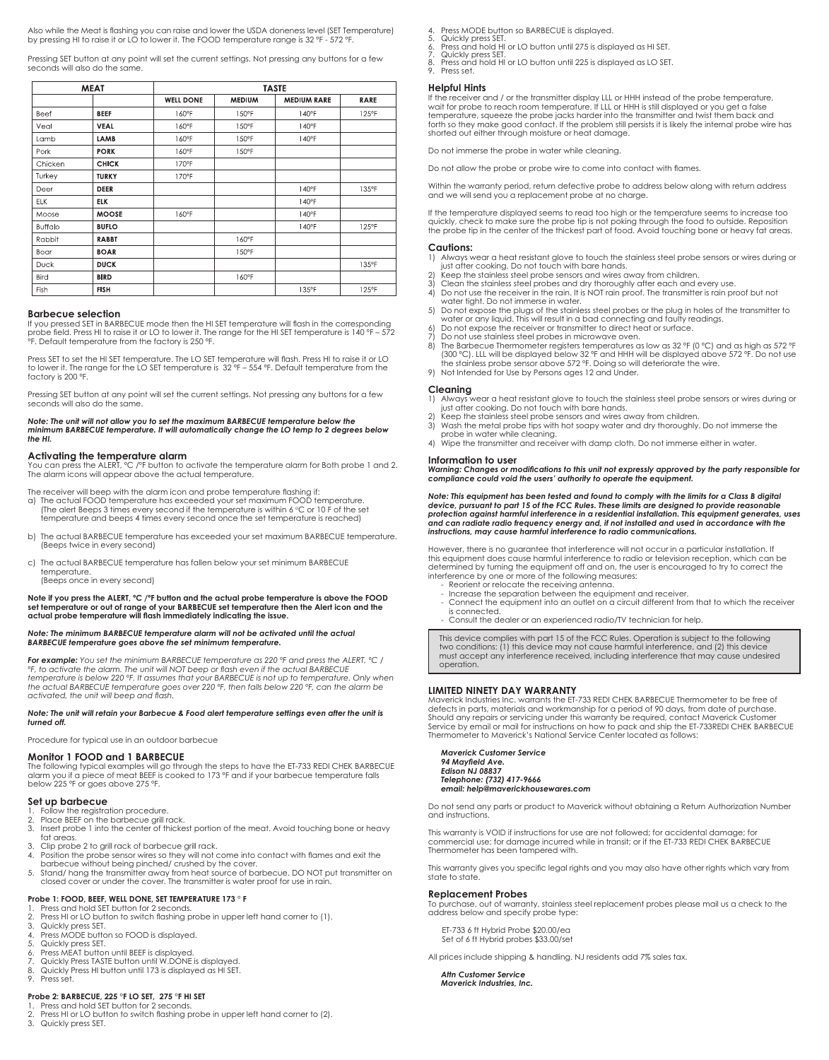Also while the Meat is flashing you can raise and lower the USDA doneness level (SET Temperature) by pressing HI to raise it or LO to lower it. The FOOD temperature range is 32 °F - 572 °F.

Pressing SET button at any point will set the current settings. Not pressing any buttons for a few seconds will also do the same.

| MEAT | | TASTE | | | |
|---|---|---|---|---|---|
| | | WELL DONE | MEDIUM | MEDIUM RARE | RARE |
| Beef | BEEF | 160°F | 150°F | 140°F | 125°F |
| Veal | VEAL | 160°F | 150°F | 140°F | |
| Lamb | LAMB | 160°F | 150°F | 140°F | |
| Pork | PORK | 160°F | 150°F | | |
| Chicken | CHICK | 170°F | | | |
| Turkey | TURKY | 170°F | | | |
| Deer | DEER | | | 140°F | 135°F |
| ELK | ELK | | | 140°F | |
| Moose | MOOSE | 160°F | | 140°F | |
| Buffalo | BUFLO | | | 140°F | 125°F |
| Rabbit | RABBT | | 160°F | | |
| Boar | BOAR | | 150°F | | |
| Duck | DUCK | | | | 135°F |
| Bird | BIRD | | 160°F | | |
| Fish | FISH | | | 135°F | 125°F |

## Barbecue selection

If you pressed SET in BARBECUE mode then the HI SET temperature will flash in the corresponding probe field. Press HI to raise it or LO to lower it. The range for the HI SET temperature is 140 °F – 572 °F. Default temperature from the factory is 250 °F.

Press SET to set the HI SET temperature. The LO SET temperature will flash. Press HI to raise it or LO to lower it. The range for the LO SET temperature is 32 °F – 554 °F. Default temperature from the factory is 200 °F.

Pressing SET button at any point will set the current settings. Not pressing any buttons for a few seconds will also do the same.

***Note: The unit will not allow you to set the maximum BARBECUE temperature below the minimum BARBECUE temperature. It will automatically change the LO temp to 2 degrees below the HI.***

## Activating the temperature alarm

You can press the ALERT, °C /°F button to activate the temperature alarm for Both probe 1 and 2. The alarm icons will appear above the actual temperature.

The receiver will beep with the alarm icon and probe temperature flashing if:

a) The actual FOOD temperature has exceeded your set maximum FOOD temperature. (The alert Beeps 3 times every second if the temperature is within 6 °C or 10 F of the set temperature and beeps 4 times every second once the set temperature is reached)

b) The actual BARBECUE temperature has exceeded your set maximum BARBECUE temperature. (Beeps twice in every second)

c) The actual BARBECUE temperature has fallen below your set minimum BARBECUE temperature. (Beeps once in every second)

**Note if you press the ALERT, °C /°F button and the actual probe temperature is above the FOOD set temperature or out of range of your BARBECUE set temperature then the Alert icon and the actual probe temperature will flash immediately indicating the issue.**

***Note: The minimum BARBECUE temperature alarm will not be activated until the actual BARBECUE temperature goes above the set minimum temperature.***

***For example:*** *You set the minimum BARBECUE temperature as 220 °F and press the ALERT, °C / °F, to activate the alarm. The unit will NOT beep or flash even if the actual BARBECUE temperature is below 220 °F. It assumes that your BARBECUE is not up to temperature. Only when the actual BARBECUE temperature goes over 220 °F, then falls below 220 °F, can the alarm be activated, the unit will beep and flash.*

***Note: The unit will retain your Barbecue & Food alert temperature settings even after the unit is turned off.***

Procedure for typical use in an outdoor barbecue

## Monitor 1 FOOD and 1 BARBECUE

The following typical examples will go through the steps to have the ET-733 REDI CHEK BARBECUE alarm you if a piece of meat BEEF is cooked to 173 °F and if your barbecue temperature falls below 225 °F or goes above 275 °F.

## Set up barbecue

1. Follow the registration procedure.
2. Place BEEF on the barbecue grill rack.
3. Insert probe 1 into the center of thickest portion of the meat. Avoid touching bone or heavy fat areas.
3. Clip probe 2 to grill rack of barbecue grill rack.
4. Position the probe sensor wires so they will not come into contact with flames and exit the barbecue without being pinched/ crushed by the cover.
5. Stand/ hang the transmitter away from heat source of barbecue. DO NOT put transmitter on closed cover or under the cover. The transmitter is water proof for use in rain.

**Probe 1: FOOD, BEEF, WELL DONE, SET TEMPERATURE 173 ° F**

1. Press and hold SET button for 2 seconds.
2. Press HI or LO button to switch flashing probe in upper left hand corner to (1).
3. Quickly press SET.
4. Press MODE button so FOOD is displayed.
5. Quickly press SET.
6. Press MEAT button until BEEF is displayed.
7. Quickly Press TASTE button until W.DONE is displayed.
8. Quickly Press HI button until 173 is displayed as HI SET.
9. Press set.

**Probe 2: BARBECUE, 225 °F LO SET, 275 °F HI SET**

1. Press and hold SET button for 2 seconds.
2. Press HI or LO button to switch flashing probe in upper left hand corner to (2).
3. Quickly press SET.
4. Press MODE button so BARBECUE is displayed.
5. Quickly press SET.
6. Press and hold HI or LO button until 275 is displayed as HI SET.
7. Quickly press SET.
8. Press and hold HI or LO button until 225 is displayed as LO SET.
9. Press set.

## Helpful Hints

If the receiver and / or the transmitter display LLL or HHH instead of the probe temperature, wait for probe to reach room temperature. If LLL or HHH is still displayed or you get a false temperature, squeeze the probe jacks harder into the transmitter and twist them back and forth so they make good contact. If the problem still persists it is likely the internal probe wire has shorted out either through moisture or heat damage.

Do not immerse the probe in water while cleaning.

Do not allow the probe or probe wire to come into contact with flames.

Within the warranty period, return defective probe to address below along with return address and we will send you a replacement probe at no charge.

If the temperature displayed seems to read too high or the temperature seems to increase too quickly, check to make sure the probe tip is not poking through the food to outside. Reposition the probe tip in the center of the thickest part of food. Avoid touching bone or heavy fat areas.

## Cautions:

1) Always wear a heat resistant glove to touch the stainless steel probe sensors or wires during or just after cooking. Do not touch with bare hands.
2) Keep the stainless steel probe sensors and wires away from children.
3) Clean the stainless steel probes and dry thoroughly after each and every use.
4) Do not use the receiver in the rain. It is NOT rain proof. The transmitter is rain proof but not water tight. Do not immerse in water.
5) Do not expose the plugs of the stainless steel probes or the plug in holes of the transmitter to water or any liquid. This will result in a bad connecting and faulty readings.
6) Do not expose the receiver or transmitter to direct heat or surface.
7) Do not use stainless steel probes in microwave oven.
8) The Barbecue Thermometer registers temperatures as low as 32 °F (0 °C) and as high as 572 °F (300 °C). LLL will be displayed below 32 °F and HHH will be displayed above 572 °F. Do not use the stainless probe sensor above 572 °F. Doing so will deteriorate the wire.
9) Not Intended for Use by Persons ages 12 and Under.

## Cleaning

1) Always wear a heat resistant glove to touch the stainless steel probe sensors or wires during or just after cooking. Do not touch with bare hands.
2) Keep the stainless steel probe sensors and wires away from children.
3) Wash the metal probe tips with hot soapy water and dry thoroughly. Do not immerse the probe in water while cleaning.
4) Wipe the transmitter and receiver with damp cloth. Do not immerse either in water.

## Information to user

***Warning: Changes or modifications to this unit not expressly approved by the party responsible for compliance could void the users' authority to operate the equipment.***

***Note: This equipment has been tested and found to comply with the limits for a Class B digital device, pursuant to part 15 of the FCC Rules. These limits are designed to provide reasonable protection against harmful interference in a residential installation. This equipment generates, uses and can radiate radio frequency energy and, if not installed and used in accordance with the instructions, may cause harmful interference to radio communications.***

However, there is no guarantee that interference will not occur in a particular installation. If this equipment does cause harmful interference to radio or television reception, which can be determined by turning the equipment off and on, the user is encouraged to try to correct the interference by one or more of the following measures:

- Reorient or relocate the receiving antenna.
- Increase the separation between the equipment and receiver.
- Connect the equipment into an outlet on a circuit different from that to which the receiver is connected.
- Consult the dealer or an experienced radio/TV technician for help.

This device complies with part 15 of the FCC Rules. Operation is subject to the following two conditions: (1) this device may not cause harmful interference, and (2) this device must accept any interference received, including interference that may cause undesired operation.

## LIMITED NINETY DAY WARRANTY

Maverick Industries Inc. warrants the ET-733 REDI CHEK BARBECUE Thermometer to be free of defects in parts, materials and workmanship for a period of 90 days, from date of purchase. Should any repairs or servicing under this warranty be required, contact Maverick Customer Service by email or mail for instructions on how to pack and ship the ET-733REDI CHEK BARBECUE Thermometer to Maverick's National Service Center located as follows:

*Maverick Customer Service*
*94 Mayfield Ave.*
*Edison NJ 08837*
*Telephone: (732) 417-9666*
*email: help@maverickhousewares.com*

Do not send any parts or product to Maverick without obtaining a Return Authorization Number and instructions.

This warranty is VOID if instructions for use are not followed; for accidental damage; for commercial use; for damage incurred while in transit; or if the ET-733 REDI CHEK BARBECUE Thermometer has been tampered with.

This warranty gives you specific legal rights and you may also have other rights which vary from state to state.

## Replacement Probes

To purchase, out of warranty, stainless steel replacement probes please mail us a check to the address below and specify probe type:

ET-733 6 ft Hybrid Probe $20.00/ea
Set of 6 ft Hybrid probes $33.00/set

All prices include shipping & handling. NJ residents add 7% sales tax.

*Attn Customer Service*
*Maverick Industries, Inc.*